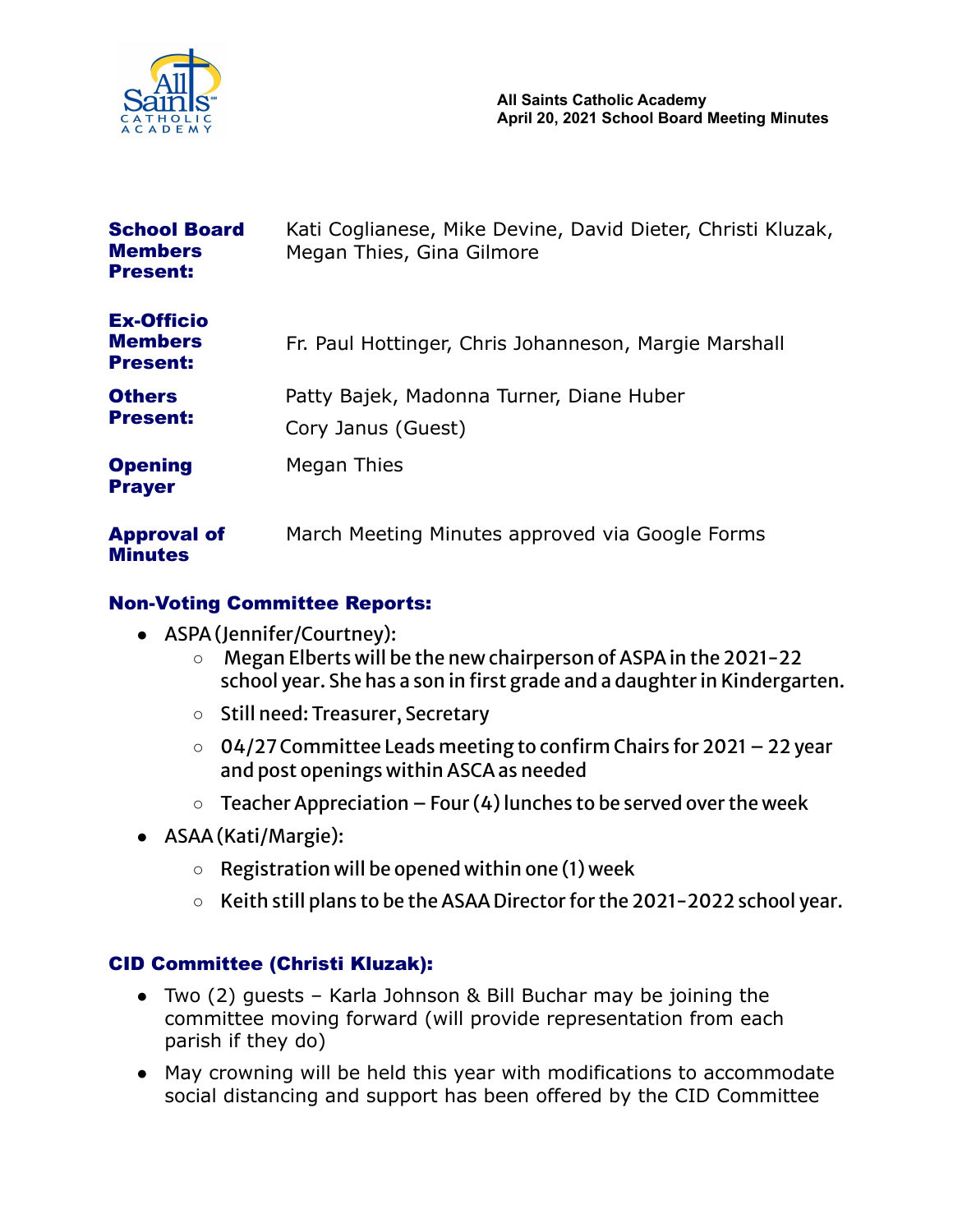**All Saints Catholic Academy**
**April 20, 2021 School Board Meeting Minutes**

| | |
|---|---|
| **School Board Members Present:** | Kati Coglianese, Mike Devine, David Dieter, Christi Kluzak, Megan Thies, Gina Gilmore |
| **Ex-Officio Members Present:** | Fr. Paul Hottinger, Chris Johanneson, Margie Marshall |
| **Others Present:** | Patty Bajek, Madonna Turner, Diane Huber<br>Cory Janus (Guest) |
| **Opening Prayer** | Megan Thies |
| **Approval of Minutes** | March Meeting Minutes approved via Google Forms |

## Non-Voting Committee Reports:

- ASPA (Jennifer/Courtney):
  - Megan Elberts will be the new chairperson of ASPA in the 2021-22 school year. She has a son in first grade and a daughter in Kindergarten.
  - Still need: Treasurer, Secretary
  - 04/27 Committee Leads meeting to confirm Chairs for 2021 – 22 year and post openings within ASCA as needed
  - Teacher Appreciation – Four (4) lunches to be served over the week
- ASAA (Kati/Margie):
  - Registration will be opened within one (1) week
  - Keith still plans to be the ASAA Director for the 2021-2022 school year.

## CID Committee (Christi Kluzak):

- Two (2) guests – Karla Johnson & Bill Buchar may be joining the committee moving forward (will provide representation from each parish if they do)
- May crowning will be held this year with modifications to accommodate social distancing and support has been offered by the CID Committee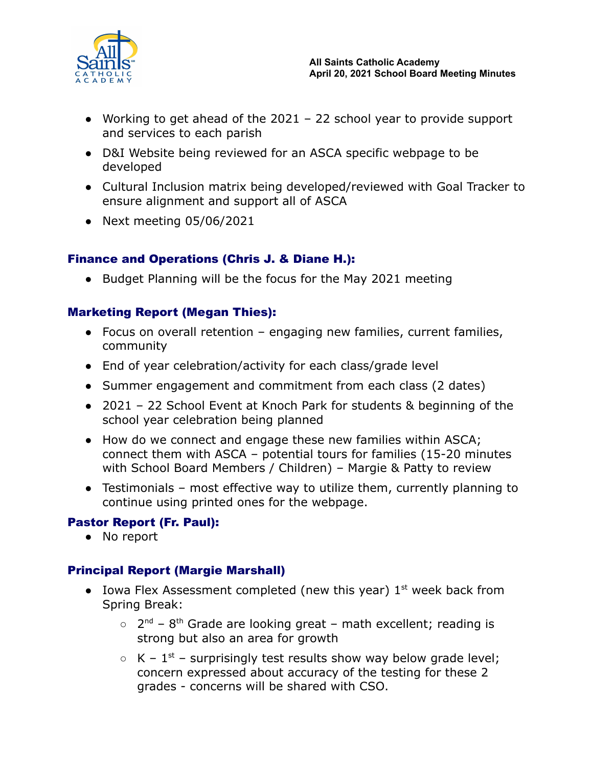- Working to get ahead of the 2021 – 22 school year to provide support and services to each parish
- D&I Website being reviewed for an ASCA specific webpage to be developed
- Cultural Inclusion matrix being developed/reviewed with Goal Tracker to ensure alignment and support all of ASCA
- Next meeting 05/06/2021

### Finance and Operations (Chris J. & Diane H.):

- Budget Planning will be the focus for the May 2021 meeting

### Marketing Report (Megan Thies):

- Focus on overall retention – engaging new families, current families, community
- End of year celebration/activity for each class/grade level
- Summer engagement and commitment from each class (2 dates)
- 2021 – 22 School Event at Knoch Park for students & beginning of the school year celebration being planned
- How do we connect and engage these new families within ASCA; connect them with ASCA – potential tours for families (15-20 minutes with School Board Members / Children) – Margie & Patty to review
- Testimonials – most effective way to utilize them, currently planning to continue using printed ones for the webpage.

### Pastor Report (Fr. Paul):

- No report

### Principal Report (Margie Marshall)

- Iowa Flex Assessment completed (new this year) 1st week back from Spring Break:
  - 2nd – 8th Grade are looking great – math excellent; reading is strong but also an area for growth
  - K – 1st – surprisingly test results show way below grade level; concern expressed about accuracy of the testing for these 2 grades - concerns will be shared with CSO.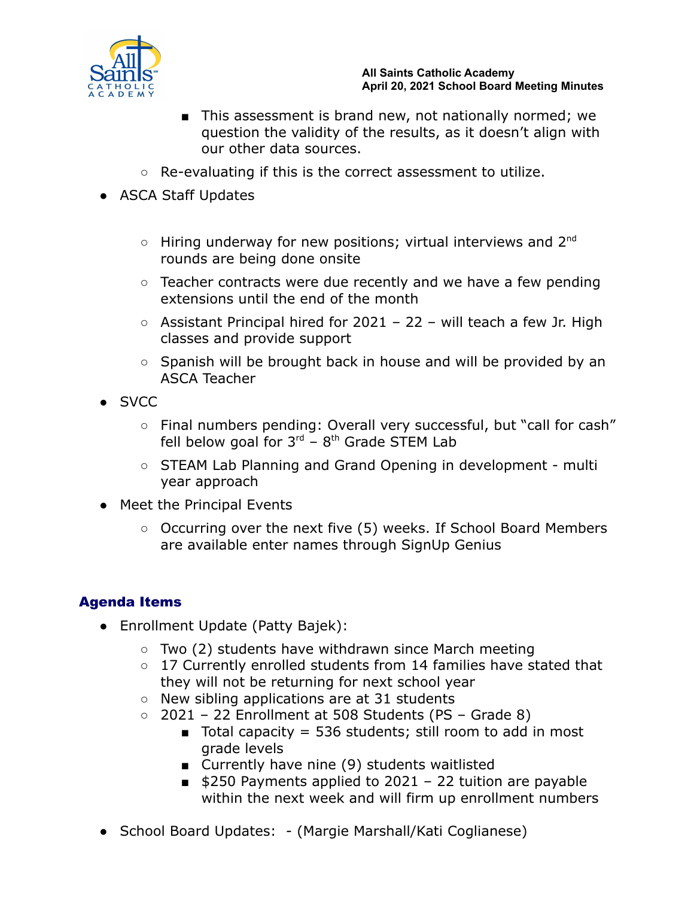- This assessment is brand new, not nationally normed; we question the validity of the results, as it doesn't align with our other data sources.
    - Re-evaluating if this is the correct assessment to utilize.
- ASCA Staff Updates
    - Hiring underway for new positions; virtual interviews and 2nd rounds are being done onsite
    - Teacher contracts were due recently and we have a few pending extensions until the end of the month
    - Assistant Principal hired for 2021 – 22 – will teach a few Jr. High classes and provide support
    - Spanish will be brought back in house and will be provided by an ASCA Teacher
- SVCC
    - Final numbers pending: Overall very successful, but "call for cash" fell below goal for 3rd – 8th Grade STEM Lab
    - STEAM Lab Planning and Grand Opening in development - multi year approach
- Meet the Principal Events
    - Occurring over the next five (5) weeks. If School Board Members are available enter names through SignUp Genius

## Agenda Items

- Enrollment Update (Patty Bajek):
    - Two (2) students have withdrawn since March meeting
    - 17 Currently enrolled students from 14 families have stated that they will not be returning for next school year
    - New sibling applications are at 31 students
    - 2021 – 22 Enrollment at 508 Students (PS – Grade 8)
        - Total capacity = 536 students; still room to add in most grade levels
        - Currently have nine (9) students waitlisted
        - $250 Payments applied to 2021 – 22 tuition are payable within the next week and will firm up enrollment numbers
- School Board Updates: - (Margie Marshall/Kati Coglianese)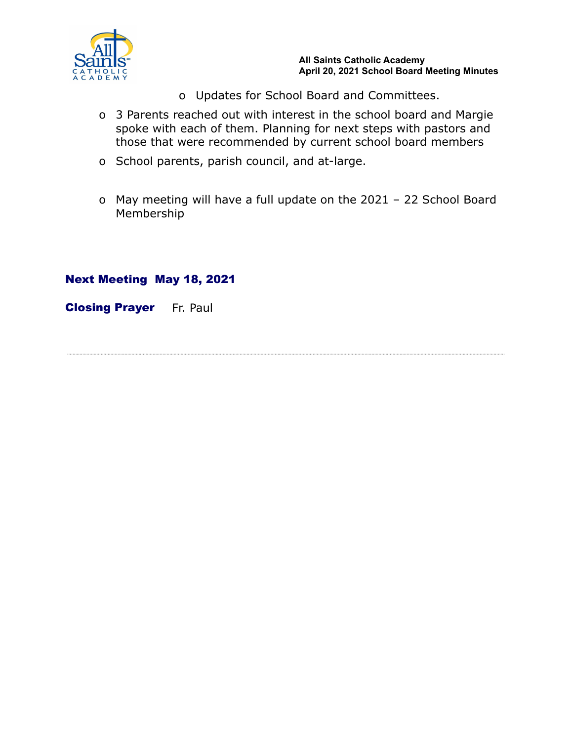- Updates for School Board and Committees.

- 3 Parents reached out with interest in the school board and Margie spoke with each of them. Planning for next steps with pastors and those that were recommended by current school board members
- School parents, parish council, and at-large.
- May meeting will have a full update on the 2021 – 22 School Board Membership

**Next Meeting May 18, 2021**

**Closing Prayer** Fr. Paul